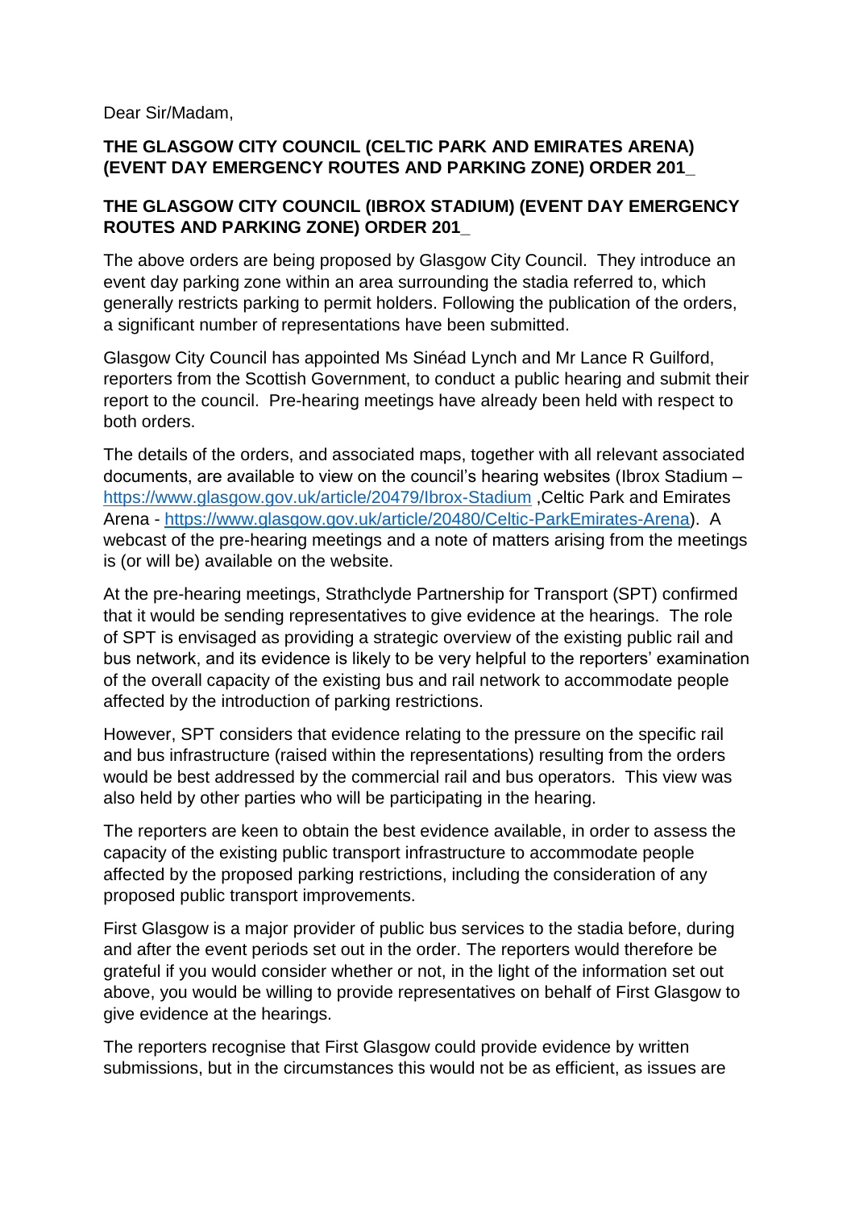Dear Sir/Madam,

**THE GLASGOW CITY COUNCIL (CELTIC PARK AND EMIRATES ARENA) (EVENT DAY EMERGENCY ROUTES AND PARKING ZONE) ORDER 201_**

**THE GLASGOW CITY COUNCIL (IBROX STADIUM) (EVENT DAY EMERGENCY ROUTES AND PARKING ZONE) ORDER 201_**

The above orders are being proposed by Glasgow City Council. They introduce an event day parking zone within an area surrounding the stadia referred to, which generally restricts parking to permit holders. Following the publication of the orders, a significant number of representations have been submitted.

Glasgow City Council has appointed Ms Sinéad Lynch and Mr Lance R Guilford, reporters from the Scottish Government, to conduct a public hearing and submit their report to the council. Pre-hearing meetings have already been held with respect to both orders.

The details of the orders, and associated maps, together with all relevant associated documents, are available to view on the council's hearing websites (Ibrox Stadium – https://www.glasgow.gov.uk/article/20479/Ibrox-Stadium ,Celtic Park and Emirates Arena - https://www.glasgow.gov.uk/article/20480/Celtic-ParkEmirates-Arena). A webcast of the pre-hearing meetings and a note of matters arising from the meetings is (or will be) available on the website.

At the pre-hearing meetings, Strathclyde Partnership for Transport (SPT) confirmed that it would be sending representatives to give evidence at the hearings. The role of SPT is envisaged as providing a strategic overview of the existing public rail and bus network, and its evidence is likely to be very helpful to the reporters' examination of the overall capacity of the existing bus and rail network to accommodate people affected by the introduction of parking restrictions.

However, SPT considers that evidence relating to the pressure on the specific rail and bus infrastructure (raised within the representations) resulting from the orders would be best addressed by the commercial rail and bus operators. This view was also held by other parties who will be participating in the hearing.

The reporters are keen to obtain the best evidence available, in order to assess the capacity of the existing public transport infrastructure to accommodate people affected by the proposed parking restrictions, including the consideration of any proposed public transport improvements.

First Glasgow is a major provider of public bus services to the stadia before, during and after the event periods set out in the order. The reporters would therefore be grateful if you would consider whether or not, in the light of the information set out above, you would be willing to provide representatives on behalf of First Glasgow to give evidence at the hearings.

The reporters recognise that First Glasgow could provide evidence by written submissions, but in the circumstances this would not be as efficient, as issues are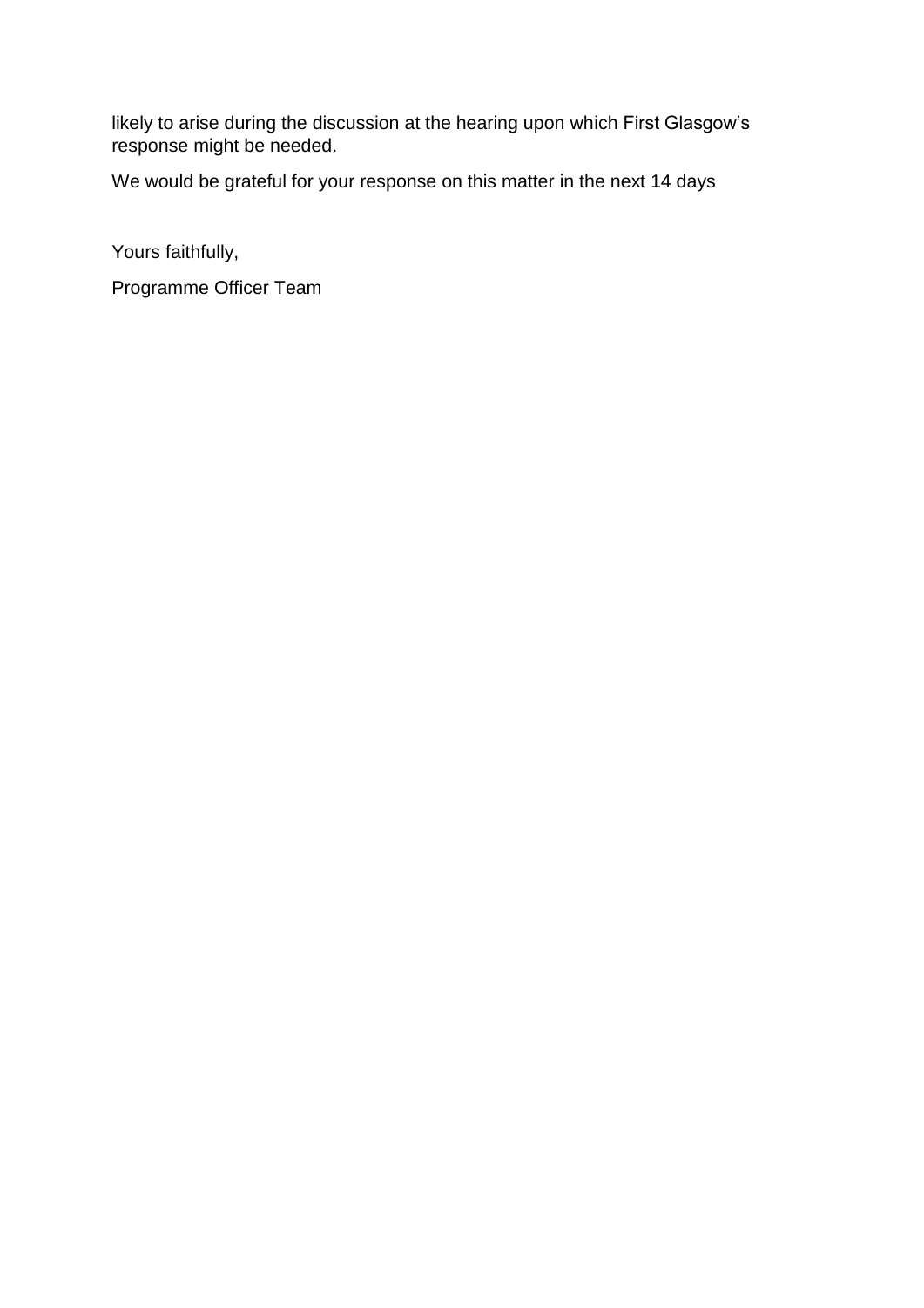likely to arise during the discussion at the hearing upon which First Glasgow's response might be needed.

We would be grateful for your response on this matter in the next 14 days

Yours faithfully,

Programme Officer Team